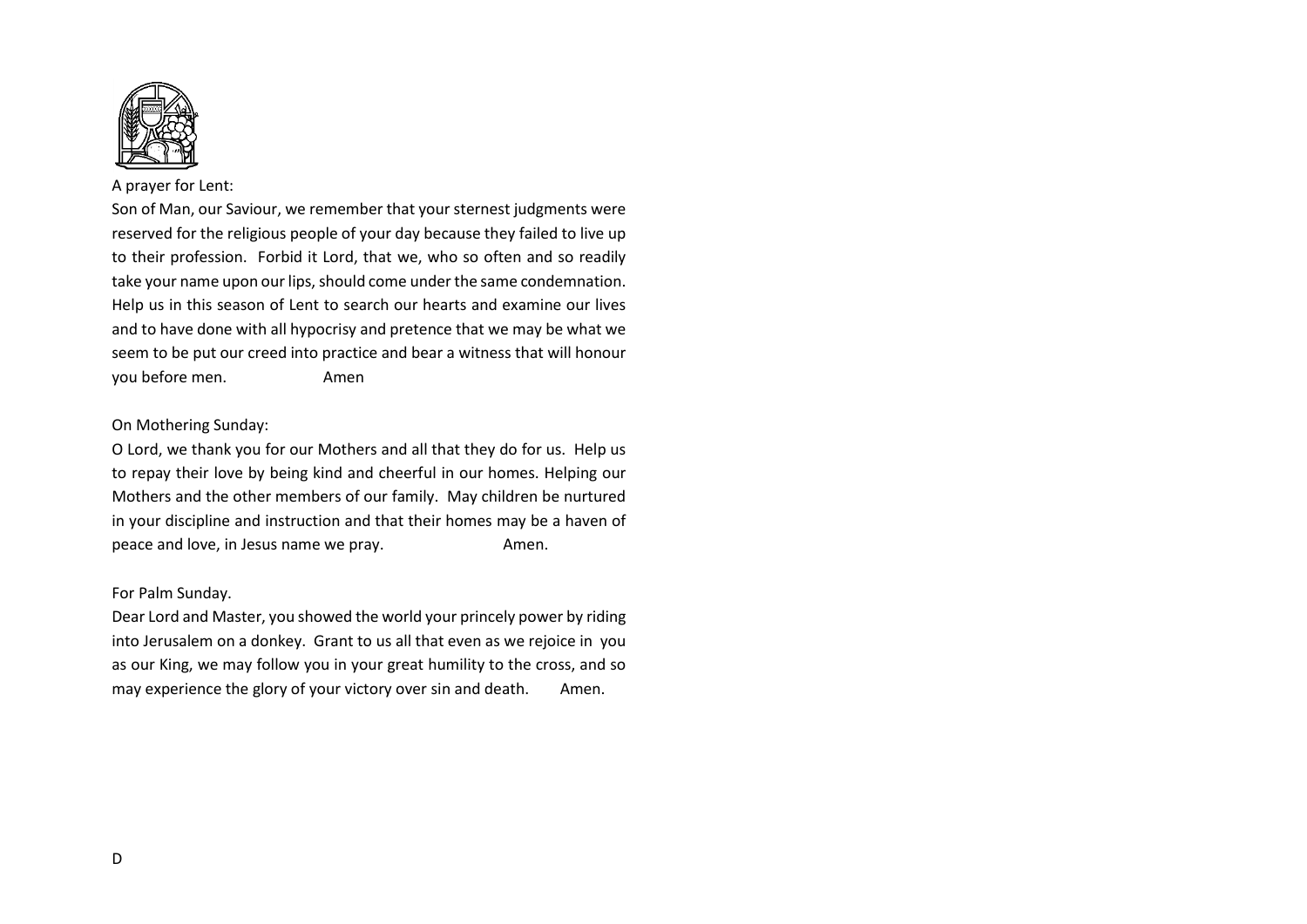A prayer for Lent:

Son of Man, our Saviour, we remember that your sternest judgments were reserved for the religious people of your day because they failed to live up to their profession. Forbid it Lord, that we, who so often and so readily take your name upon our lips, should come under the same condemnation. Help us in this season of Lent to search our hearts and examine our lives and to have done with all hypocrisy and pretence that we may be what we seem to be put our creed into practice and bear a witness that will honour you before men. Amen

On Mothering Sunday:

O Lord, we thank you for our Mothers and all that they do for us. Help us to repay their love by being kind and cheerful in our homes. Helping our Mothers and the other members of our family. May children be nurtured in your discipline and instruction and that their homes may be a haven of peace and love, in Jesus name we pray. Amen.

For Palm Sunday.

Dear Lord and Master, you showed the world your princely power by riding into Jerusalem on a donkey. Grant to us all that even as we rejoice in you as our King, we may follow you in your great humility to the cross, and so may experience the glory of your victory over sin and death. Amen.

D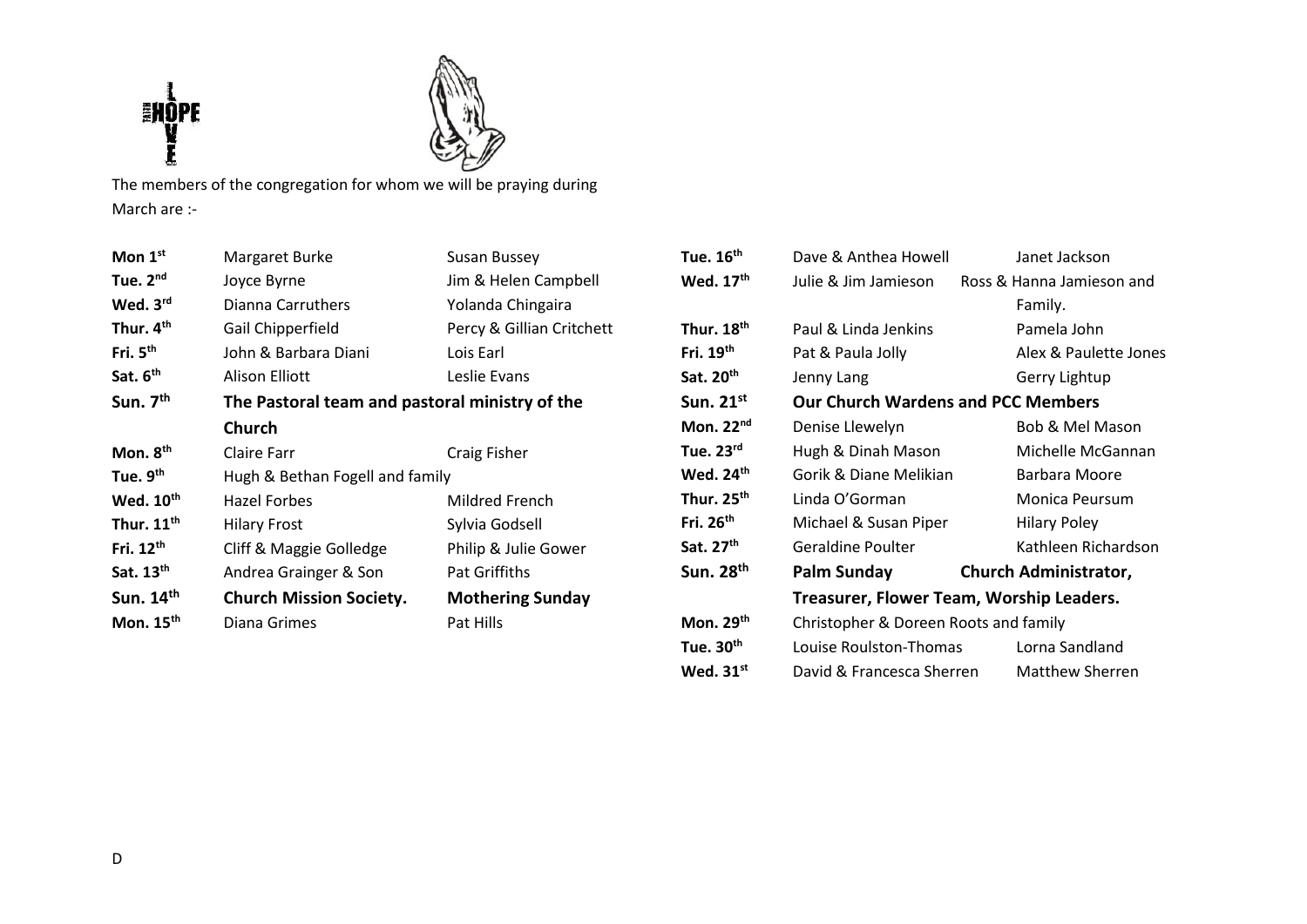The members of the congregation for whom we will be praying during March are :-

| | | |
|---|---|---|
| **Mon 1st** | Margaret Burke | Susan Bussey |
| **Tue. 2nd** | Joyce Byrne | Jim & Helen Campbell |
| **Wed. 3rd** | Dianna Carruthers | Yolanda Chingaira |
| **Thur. 4th** | Gail Chipperfield | Percy & Gillian Critchett |
| **Fri. 5th** | John & Barbara Diani | Lois Earl |
| **Sat. 6th** | Alison Elliott | Leslie Evans |
| **Sun. 7th** | **The Pastoral team and pastoral ministry of the Church** | |
| **Mon. 8th** | Claire Farr | Craig Fisher |
| **Tue. 9th** | Hugh & Bethan Fogell and family | |
| **Wed. 10th** | Hazel Forbes | Mildred French |
| **Thur. 11th** | Hilary Frost | Sylvia Godsell |
| **Fri. 12th** | Cliff & Maggie Golledge | Philip & Julie Gower |
| **Sat. 13th** | Andrea Grainger & Son | Pat Griffiths |
| **Sun. 14th** | **Church Mission Society.** | **Mothering Sunday** |
| **Mon. 15th** | Diana Grimes | Pat Hills |
| **Tue. 16th** | Dave & Anthea Howell | Janet Jackson |
| **Wed. 17th** | Julie & Jim Jamieson | Ross & Hanna Jamieson and Family. |
| **Thur. 18th** | Paul & Linda Jenkins | Pamela John |
| **Fri. 19th** | Pat & Paula Jolly | Alex & Paulette Jones |
| **Sat. 20th** | Jenny Lang | Gerry Lightup |
| **Sun. 21st** | **Our Church Wardens and PCC Members** | |
| **Mon. 22nd** | Denise Llewelyn | Bob & Mel Mason |
| **Tue. 23rd** | Hugh & Dinah Mason | Michelle McGannan |
| **Wed. 24th** | Gorik & Diane Melikian | Barbara Moore |
| **Thur. 25th** | Linda O'Gorman | Monica Peursum |
| **Fri. 26th** | Michael & Susan Piper | Hilary Poley |
| **Sat. 27th** | Geraldine Poulter | Kathleen Richardson |
| **Sun. 28th** | **Palm Sunday** | **Church Administrator, Treasurer, Flower Team, Worship Leaders.** |
| **Mon. 29th** | Christopher & Doreen Roots and family | |
| **Tue. 30th** | Louise Roulston-Thomas | Lorna Sandland |
| **Wed. 31st** | David & Francesca Sherren | Matthew Sherren |

D